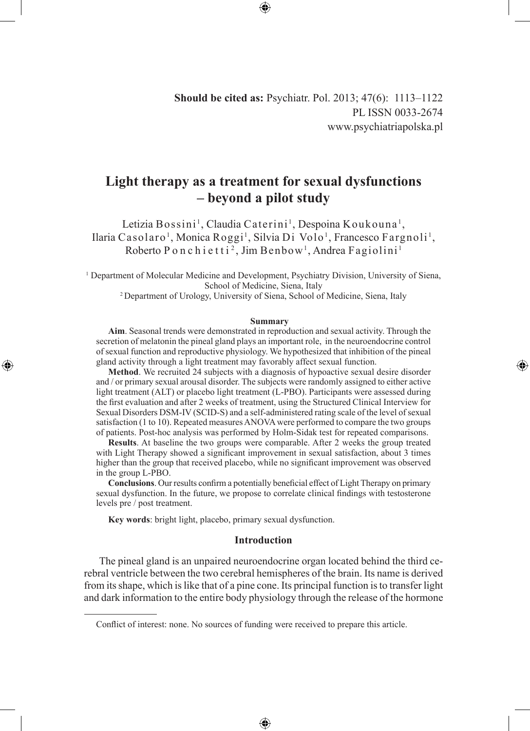**Should be cited as:** Psychiatr. Pol. 2013; 47(6): 1113–1122
PL ISSN 0033-2674
www.psychiatriapolska.pl

# Light therapy as a treatment for sexual dysfunctions – beyond a pilot study

Letizia Bossini[1], Claudia Caterini[1], Despoina Koukouna[1], Ilaria Casolaro[1], Monica Roggi[1], Silvia Di Volo[1], Francesco Fargnoli[1], Roberto Ponchietti[2], Jim Benbow[1], Andrea Fagiolini[1]

[1] Department of Molecular Medicine and Development, Psychiatry Division, University of Siena, School of Medicine, Siena, Italy

[2] Department of Urology, University of Siena, School of Medicine, Siena, Italy

### Summary

**Aim**. Seasonal trends were demonstrated in reproduction and sexual activity. Through the secretion of melatonin the pineal gland plays an important role, in the neuroendocrine control of sexual function and reproductive physiology. We hypothesized that inhibition of the pineal gland activity through a light treatment may favorably affect sexual function.

**Method**. We recruited 24 subjects with a diagnosis of hypoactive sexual desire disorder and / or primary sexual arousal disorder. The subjects were randomly assigned to either active light treatment (ALT) or placebo light treatment (L-PBO). Participants were assessed during the first evaluation and after 2 weeks of treatment, using the Structured Clinical Interview for Sexual Disorders DSM-IV (SCID-S) and a self-administered rating scale of the level of sexual satisfaction (1 to 10). Repeated measures ANOVA were performed to compare the two groups of patients. Post-hoc analysis was performed by Holm-Sidak test for repeated comparisons.

**Results**. At baseline the two groups were comparable. After 2 weeks the group treated with Light Therapy showed a significant improvement in sexual satisfaction, about 3 times higher than the group that received placebo, while no significant improvement was observed in the group L-PBO.

**Conclusions**. Our results confirm a potentially beneficial effect of Light Therapy on primary sexual dysfunction. In the future, we propose to correlate clinical findings with testosterone levels pre / post treatment.

**Key words**: bright light, placebo, primary sexual dysfunction.

## Introduction

The pineal gland is an unpaired neuroendocrine organ located behind the third cerebral ventricle between the two cerebral hemispheres of the brain. Its name is derived from its shape, which is like that of a pine cone. Its principal function is to transfer light and dark information to the entire body physiology through the release of the hormone

Conflict of interest: none. No sources of funding were received to prepare this article.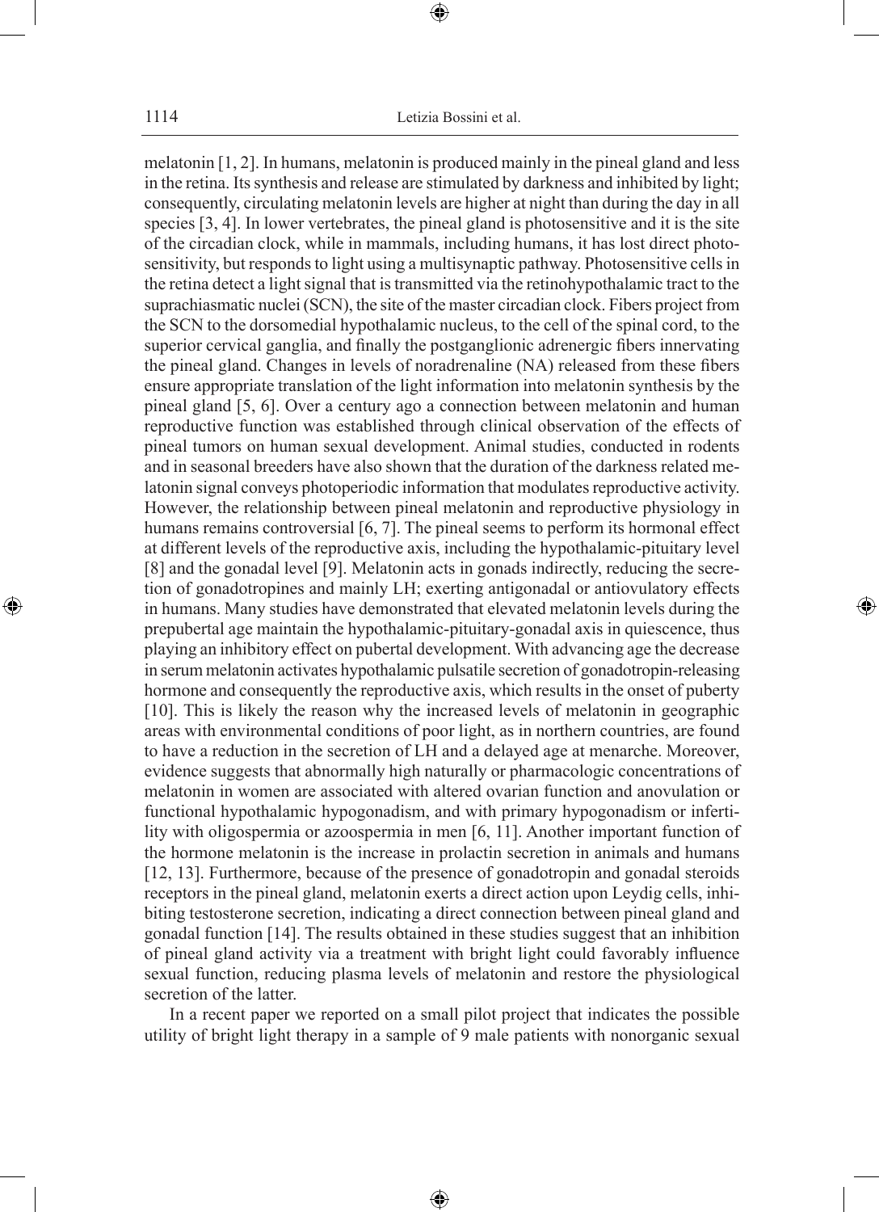melatonin [1, 2]. In humans, melatonin is produced mainly in the pineal gland and less in the retina. Its synthesis and release are stimulated by darkness and inhibited by light; consequently, circulating melatonin levels are higher at night than during the day in all species [3, 4]. In lower vertebrates, the pineal gland is photosensitive and it is the site of the circadian clock, while in mammals, including humans, it has lost direct photosensitivity, but responds to light using a multisynaptic pathway. Photosensitive cells in the retina detect a light signal that is transmitted via the retinohypothalamic tract to the suprachiasmatic nuclei (SCN), the site of the master circadian clock. Fibers project from the SCN to the dorsomedial hypothalamic nucleus, to the cell of the spinal cord, to the superior cervical ganglia, and finally the postganglionic adrenergic fibers innervating the pineal gland. Changes in levels of noradrenaline (NA) released from these fibers ensure appropriate translation of the light information into melatonin synthesis by the pineal gland [5, 6]. Over a century ago a connection between melatonin and human reproductive function was established through clinical observation of the effects of pineal tumors on human sexual development. Animal studies, conducted in rodents and in seasonal breeders have also shown that the duration of the darkness related melatonin signal conveys photoperiodic information that modulates reproductive activity. However, the relationship between pineal melatonin and reproductive physiology in humans remains controversial [6, 7]. The pineal seems to perform its hormonal effect at different levels of the reproductive axis, including the hypothalamic-pituitary level [8] and the gonadal level [9]. Melatonin acts in gonads indirectly, reducing the secretion of gonadotropines and mainly LH; exerting antigonadal or antiovulatory effects in humans. Many studies have demonstrated that elevated melatonin levels during the prepubertal age maintain the hypothalamic-pituitary-gonadal axis in quiescence, thus playing an inhibitory effect on pubertal development. With advancing age the decrease in serum melatonin activates hypothalamic pulsatile secretion of gonadotropin-releasing hormone and consequently the reproductive axis, which results in the onset of puberty [10]. This is likely the reason why the increased levels of melatonin in geographic areas with environmental conditions of poor light, as in northern countries, are found to have a reduction in the secretion of LH and a delayed age at menarche. Moreover, evidence suggests that abnormally high naturally or pharmacologic concentrations of melatonin in women are associated with altered ovarian function and anovulation or functional hypothalamic hypogonadism, and with primary hypogonadism or infertility with oligospermia or azoospermia in men [6, 11]. Another important function of the hormone melatonin is the increase in prolactin secretion in animals and humans [12, 13]. Furthermore, because of the presence of gonadotropin and gonadal steroids receptors in the pineal gland, melatonin exerts a direct action upon Leydig cells, inhibiting testosterone secretion, indicating a direct connection between pineal gland and gonadal function [14]. The results obtained in these studies suggest that an inhibition of pineal gland activity via a treatment with bright light could favorably influence sexual function, reducing plasma levels of melatonin and restore the physiological secretion of the latter.

In a recent paper we reported on a small pilot project that indicates the possible utility of bright light therapy in a sample of 9 male patients with nonorganic sexual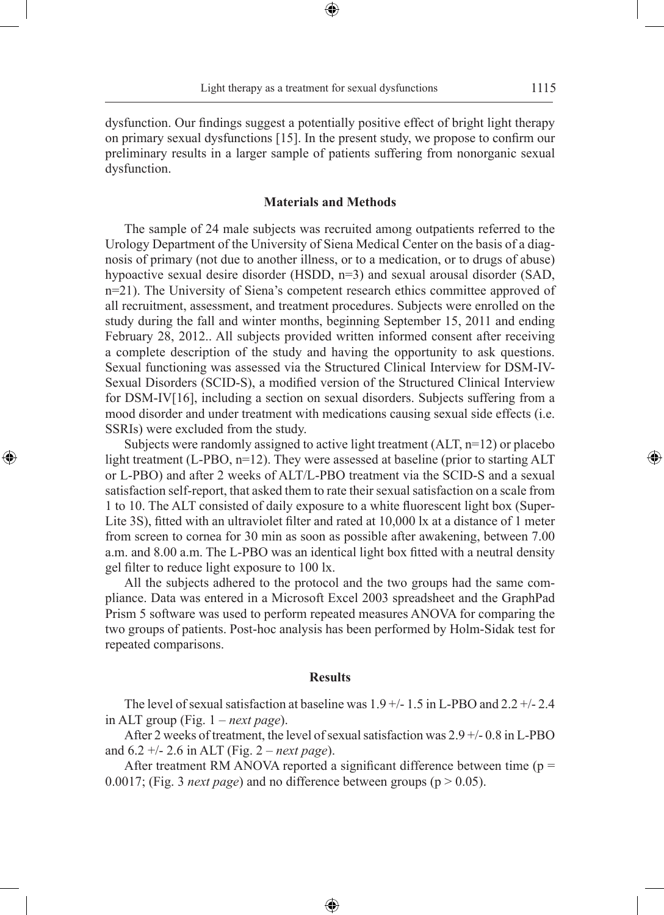dysfunction. Our findings suggest a potentially positive effect of bright light therapy on primary sexual dysfunctions [15]. In the present study, we propose to confirm our preliminary results in a larger sample of patients suffering from nonorganic sexual dysfunction.

## Materials and Methods

The sample of 24 male subjects was recruited among outpatients referred to the Urology Department of the University of Siena Medical Center on the basis of a diagnosis of primary (not due to another illness, or to a medication, or to drugs of abuse) hypoactive sexual desire disorder (HSDD, n=3) and sexual arousal disorder (SAD, n=21). The University of Siena's competent research ethics committee approved of all recruitment, assessment, and treatment procedures. Subjects were enrolled on the study during the fall and winter months, beginning September 15, 2011 and ending February 28, 2012.. All subjects provided written informed consent after receiving a complete description of the study and having the opportunity to ask questions. Sexual functioning was assessed via the Structured Clinical Interview for DSM-IV-Sexual Disorders (SCID-S), a modified version of the Structured Clinical Interview for DSM-IV[16], including a section on sexual disorders. Subjects suffering from a mood disorder and under treatment with medications causing sexual side effects (i.e. SSRIs) were excluded from the study.

Subjects were randomly assigned to active light treatment (ALT, n=12) or placebo light treatment (L-PBO, n=12). They were assessed at baseline (prior to starting ALT or L-PBO) and after 2 weeks of ALT/L-PBO treatment via the SCID-S and a sexual satisfaction self-report, that asked them to rate their sexual satisfaction on a scale from 1 to 10. The ALT consisted of daily exposure to a white fluorescent light box (Super-Lite 3S), fitted with an ultraviolet filter and rated at 10,000 lx at a distance of 1 meter from screen to cornea for 30 min as soon as possible after awakening, between 7.00 a.m. and 8.00 a.m. The L-PBO was an identical light box fitted with a neutral density gel filter to reduce light exposure to 100 lx.

All the subjects adhered to the protocol and the two groups had the same compliance. Data was entered in a Microsoft Excel 2003 spreadsheet and the GraphPad Prism 5 software was used to perform repeated measures ANOVA for comparing the two groups of patients. Post-hoc analysis has been performed by Holm-Sidak test for repeated comparisons.

## Results

The level of sexual satisfaction at baseline was 1.9 +/- 1.5 in L-PBO and 2.2 +/- 2.4 in ALT group (Fig. 1 – *next page*).

After 2 weeks of treatment, the level of sexual satisfaction was 2.9 +/- 0.8 in L-PBO and 6.2 +/- 2.6 in ALT (Fig. 2 – *next page*).

After treatment RM ANOVA reported a significant difference between time ($p = 0.0017$; (Fig. 3 *next page*) and no difference between groups ($p > 0.05$).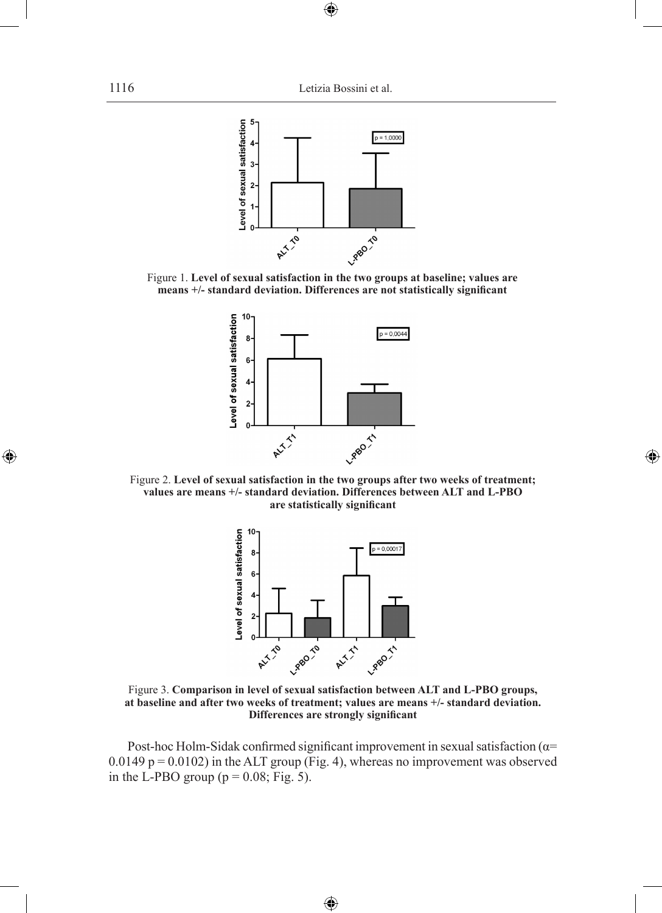Figure 1. **Level of sexual satisfaction in the two groups at baseline; values are means +/- standard deviation. Differences are not statistically significant**

Figure 2. **Level of sexual satisfaction in the two groups after two weeks of treatment; values are means +/- standard deviation. Differences between ALT and L-PBO are statistically significant**

Figure 3. **Comparison in level of sexual satisfaction between ALT and L-PBO groups, at baseline and after two weeks of treatment; values are means +/- standard deviation. Differences are strongly significant**

Post-hoc Holm-Sidak confirmed significant improvement in sexual satisfaction ($\alpha = 0.0149$ $p = 0.0102$) in the ALT group (Fig. 4), whereas no improvement was observed in the L-PBO group ($p = 0.08$; Fig. 5).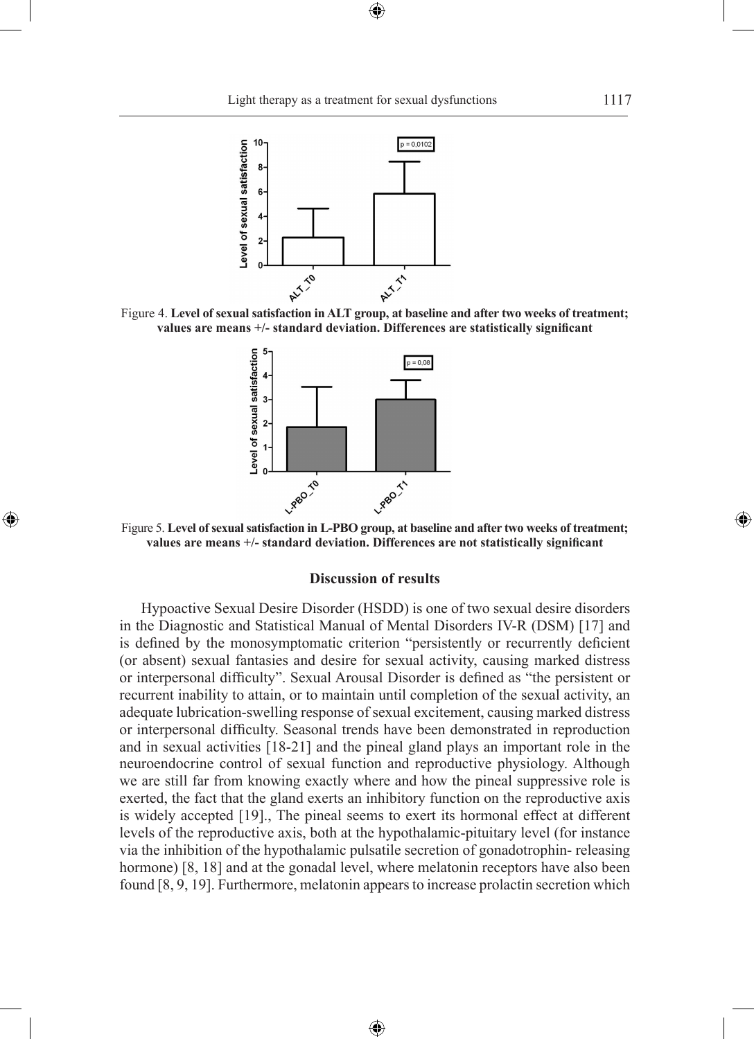Figure 4. **Level of sexual satisfaction in ALT group, at baseline and after two weeks of treatment; values are means +/- standard deviation. Differences are statistically significant**

Figure 5. **Level of sexual satisfaction in L-PBO group, at baseline and after two weeks of treatment; values are means +/- standard deviation. Differences are not statistically significant**

## Discussion of results

Hypoactive Sexual Desire Disorder (HSDD) is one of two sexual desire disorders in the Diagnostic and Statistical Manual of Mental Disorders IV-R (DSM) [17] and is defined by the monosymptomatic criterion "persistently or recurrently deficient (or absent) sexual fantasies and desire for sexual activity, causing marked distress or interpersonal difficulty". Sexual Arousal Disorder is defined as "the persistent or recurrent inability to attain, or to maintain until completion of the sexual activity, an adequate lubrication-swelling response of sexual excitement, causing marked distress or interpersonal difficulty. Seasonal trends have been demonstrated in reproduction and in sexual activities [18-21] and the pineal gland plays an important role in the neuroendocrine control of sexual function and reproductive physiology. Although we are still far from knowing exactly where and how the pineal suppressive role is exerted, the fact that the gland exerts an inhibitory function on the reproductive axis is widely accepted [19]., The pineal seems to exert its hormonal effect at different levels of the reproductive axis, both at the hypothalamic-pituitary level (for instance via the inhibition of the hypothalamic pulsatile secretion of gonadotrophin- releasing hormone) [8, 18] and at the gonadal level, where melatonin receptors have also been found [8, 9, 19]. Furthermore, melatonin appears to increase prolactin secretion which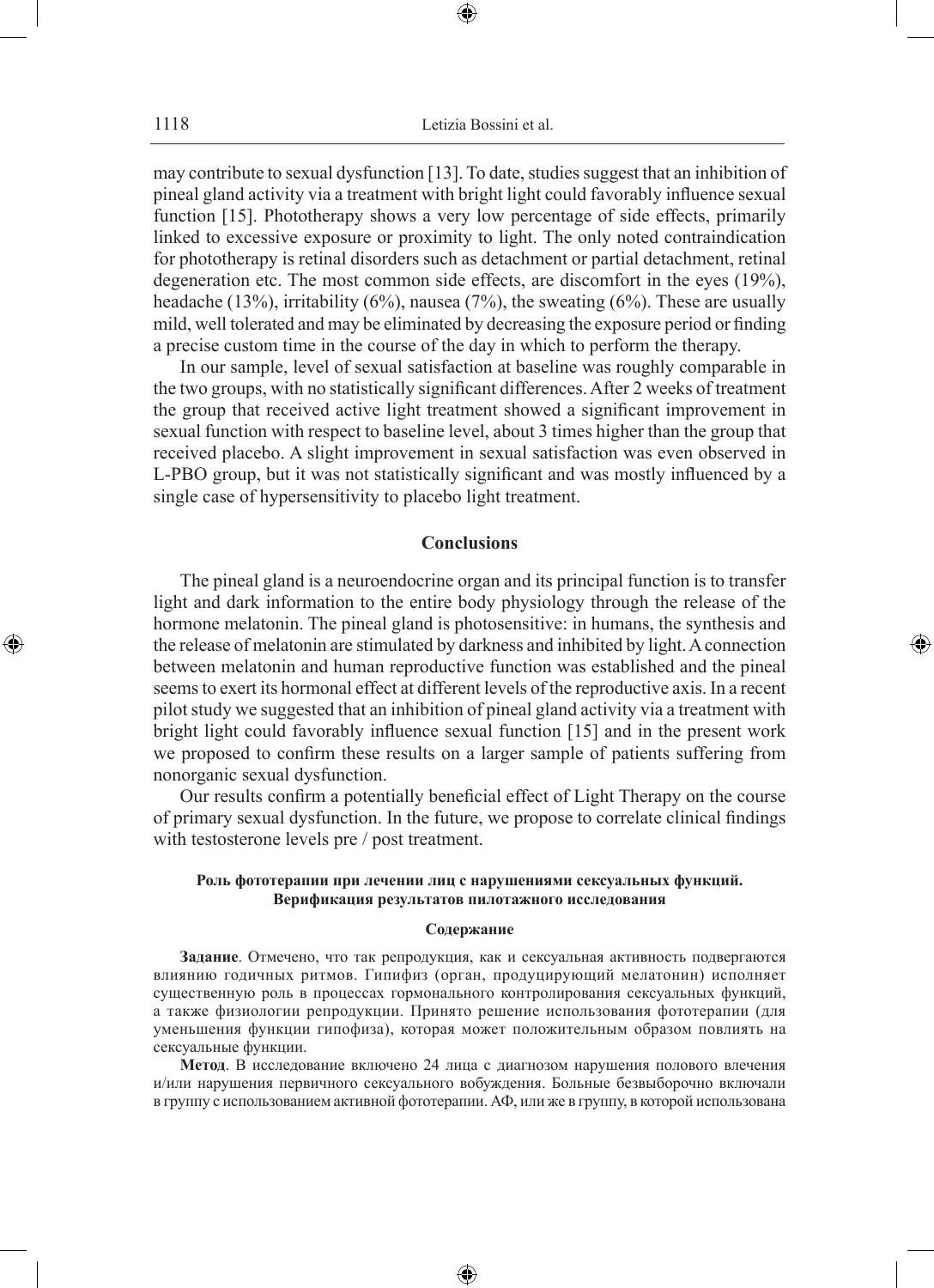may contribute to sexual dysfunction [13]. To date, studies suggest that an inhibition of pineal gland activity via a treatment with bright light could favorably influence sexual function [15]. Phototherapy shows a very low percentage of side effects, primarily linked to excessive exposure or proximity to light. The only noted contraindication for phototherapy is retinal disorders such as detachment or partial detachment, retinal degeneration etc. The most common side effects, are discomfort in the eyes (19%), headache (13%), irritability (6%), nausea (7%), the sweating (6%). These are usually mild, well tolerated and may be eliminated by decreasing the exposure period or finding a precise custom time in the course of the day in which to perform the therapy.

In our sample, level of sexual satisfaction at baseline was roughly comparable in the two groups, with no statistically significant differences. After 2 weeks of treatment the group that received active light treatment showed a significant improvement in sexual function with respect to baseline level, about 3 times higher than the group that received placebo. A slight improvement in sexual satisfaction was even observed in L-PBO group, but it was not statistically significant and was mostly influenced by a single case of hypersensitivity to placebo light treatment.

## Conclusions

The pineal gland is a neuroendocrine organ and its principal function is to transfer light and dark information to the entire body physiology through the release of the hormone melatonin. The pineal gland is photosensitive: in humans, the synthesis and the release of melatonin are stimulated by darkness and inhibited by light. A connection between melatonin and human reproductive function was established and the pineal seems to exert its hormonal effect at different levels of the reproductive axis. In a recent pilot study we suggested that an inhibition of pineal gland activity via a treatment with bright light could favorably influence sexual function [15] and in the present work we proposed to confirm these results on a larger sample of patients suffering from nonorganic sexual dysfunction.

Our results confirm a potentially beneficial effect of Light Therapy on the course of primary sexual dysfunction. In the future, we propose to correlate clinical findings with testosterone levels pre / post treatment.

### Роль фототерапии при лечении лиц с нарушениями сексуальных функций. Верификация результатов пилотажного исследования

#### Содержание

**Задание**. Отмечено, что так репродукция, как и сексуальная активность подвергаются влиянию годичных ритмов. Гипифиз (орган, продуцирующий мелатонин) исполняет существенную роль в процессах гормонального контролирования сексуальных функций, а также физиологии репродукции. Принято решение использования фототерапии (для уменьшения функции гипофиза), которая может положительным образом повлиять на сексуальные функции.

**Метод**. В исследование включено 24 лица с диагнозом нарушения полового влечения и/или нарушения первичного сексуального вобуждения. Больные безвыборочно включали в группу с использованием активной фототерапии. АФ, или же в группу, в которой использована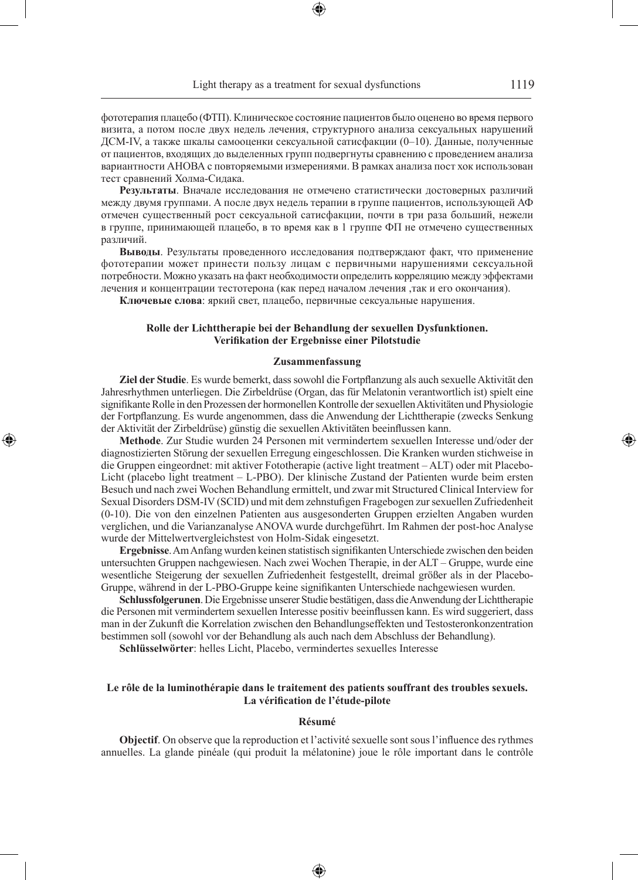фототерапия плацебо (ФТП). Клиническое состояние пациентов было оценено во время первого визита, а потом после двух недель лечения, структурного анализа сексуальных нарушений ДСМ-IV, а также шкалы самооценки сексуальной сатисфакции (0–10). Данные, полученные от пациентов, входящих до выделенных групп подвергнуты сравнению с проведением анализа вариантности АНОВА с повторяемыми измерениями. В рамках анализа пост хок использован тест сравнений Холма-Сидака.

**Результаты**. Вначале исследования не отмечено статистически достоверных различий между двумя группами. А после двух недель терапии в группе пациентов, использующей АФ отмечен существенный рост сексуальной сатисфакции, почти в три раза больший, нежели в группе, принимающей плацебо, в то время как в 1 группе ФП не отмечено существенных различий.

**Выводы**. Результаты проведенного исследования подтверждают факт, что применение фототерапии может принести пользу лицам с первичными нарушениями сексуальной потребности. Можно указать на факт необходимости определить корреляцию между эффектами лечения и концентрации тестотерона (как перед началом лечения ,так и его окончания).

**Ключевые слова**: яркий свет, плацебо, первичные сексуальные нарушения.

## Rolle der Lichttherapie bei der Behandlung der sexuellen Dysfunktionen. Verifikation der Ergebnisse einer Pilotstudie

### Zusammenfassung

**Ziel der Studie**. Es wurde bemerkt, dass sowohl die Fortpflanzung als auch sexuelle Aktivität den Jahresrhythmen unterliegen. Die Zirbeldrüse (Organ, das für Melatonin verantwortlich ist) spielt eine signifikante Rolle in den Prozessen der hormonellen Kontrolle der sexuellen Aktivitäten und Physiologie der Fortpflanzung. Es wurde angenommen, dass die Anwendung der Lichttherapie (zwecks Senkung der Aktivität der Zirbeldrüse) günstig die sexuellen Aktivitäten beeinflussen kann.

**Methode**. Zur Studie wurden 24 Personen mit vermindertem sexuellen Interesse und/oder der diagnostizierten Störung der sexuellen Erregung eingeschlossen. Die Kranken wurden stichweise in die Gruppen eingeordnet: mit aktiver Fototherapie (active light treatment – ALT) oder mit Placebo-Licht (placebo light treatment – L-PBO). Der klinische Zustand der Patienten wurde beim ersten Besuch und nach zwei Wochen Behandlung ermittelt, und zwar mit Structured Clinical Interview for Sexual Disorders DSM-IV (SCID) und mit dem zehnstufigen Fragebogen zur sexuellen Zufriedenheit (0-10). Die von den einzelnen Patienten aus ausgesonderten Gruppen erzielten Angaben wurden verglichen, und die Varianzanalyse ANOVA wurde durchgeführt. Im Rahmen der post-hoc Analyse wurde der Mittelwertvergleichstest von Holm-Sidak eingesetzt.

**Ergebnisse**. Am Anfang wurden keinen statistisch signifikanten Unterschiede zwischen den beiden untersuchten Gruppen nachgewiesen. Nach zwei Wochen Therapie, in der ALT – Gruppe, wurde eine wesentliche Steigerung der sexuellen Zufriedenheit festgestellt, dreimal größer als in der Placebo-Gruppe, während in der L-PBO-Gruppe keine signifikanten Unterschiede nachgewiesen wurden.

**Schlussfolgerunen**. Die Ergebnisse unserer Studie bestätigen, dass die Anwendung der Lichttherapie die Personen mit vermindertem sexuellen Interesse positiv beeinflussen kann. Es wird suggeriert, dass man in der Zukunft die Korrelation zwischen den Behandlungseffekten und Testosteronkonzentration bestimmen soll (sowohl vor der Behandlung als auch nach dem Abschluss der Behandlung).

**Schlüsselwörter**: helles Licht, Placebo, vermindertes sexuelles Interesse

## Le rôle de la luminothérapie dans le traitement des patients souffrant des troubles sexuels. La vérification de l'étude-pilote

### Résumé

**Objectif**. On observe que la reproduction et l'activité sexuelle sont sous l'influence des rythmes annuelles. La glande pinéale (qui produit la mélatonine) joue le rôle important dans le contrôle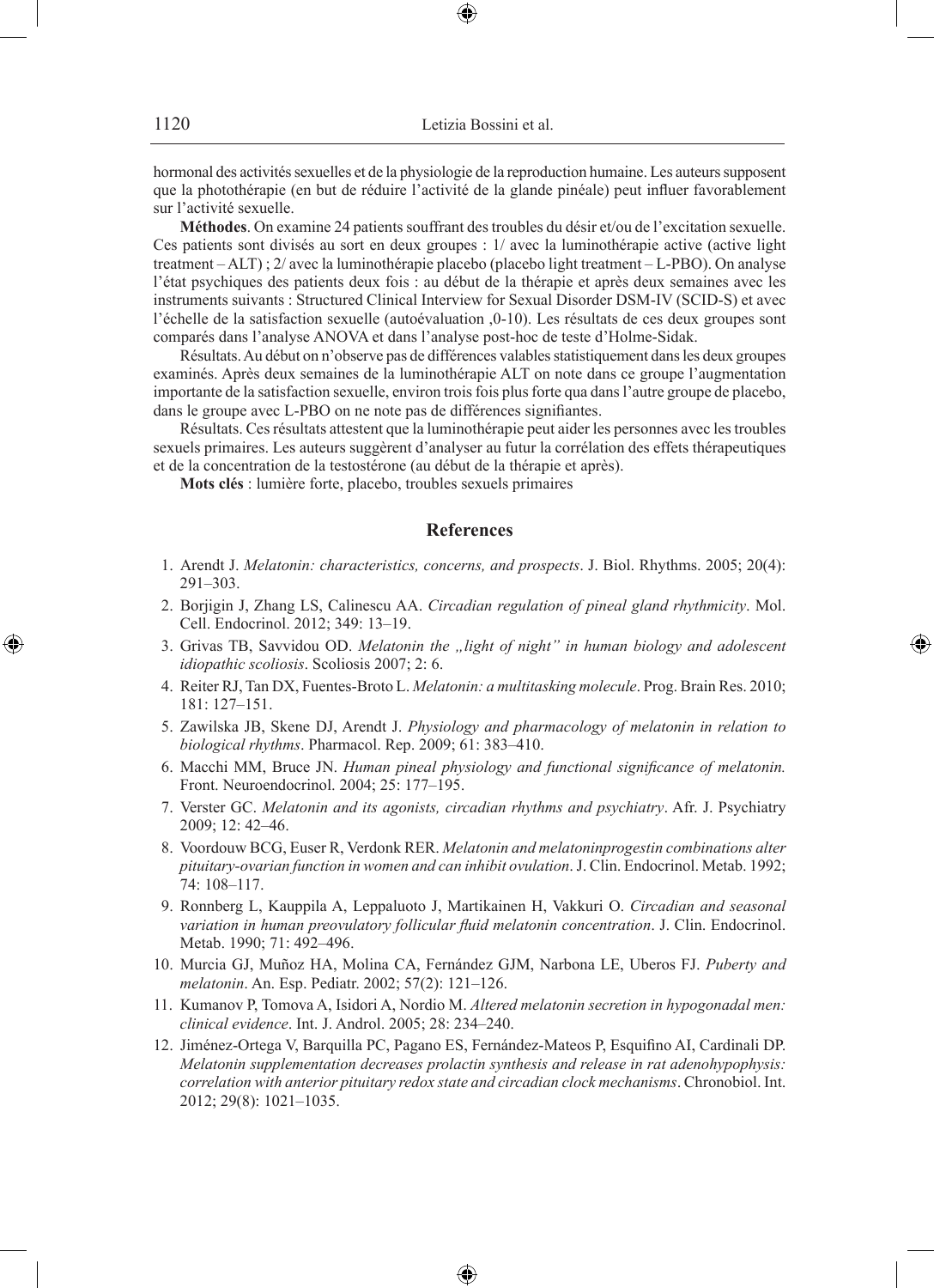hormonal des activités sexuelles et de la physiologie de la reproduction humaine. Les auteurs supposent que la photothérapie (en but de réduire l'activité de la glande pinéale) peut influer favorablement sur l'activité sexuelle.

**Méthodes**. On examine 24 patients souffrant des troubles du désir et/ou de l'excitation sexuelle. Ces patients sont divisés au sort en deux groupes : 1/ avec la luminothérapie active (active light treatment – ALT) ; 2/ avec la luminothérapie placebo (placebo light treatment – L-PBO). On analyse l'état psychiques des patients deux fois : au début de la thérapie et après deux semaines avec les instruments suivants : Structured Clinical Interview for Sexual Disorder DSM-IV (SCID-S) et avec l'échelle de la satisfaction sexuelle (autoévaluation ,0-10). Les résultats de ces deux groupes sont comparés dans l'analyse ANOVA et dans l'analyse post-hoc de teste d'Holme-Sidak.

Résultats. Au début on n'observe pas de différences valables statistiquement dans les deux groupes examinés. Après deux semaines de la luminothérapie ALT on note dans ce groupe l'augmentation importante de la satisfaction sexuelle, environ trois fois plus forte qua dans l'autre groupe de placebo, dans le groupe avec L-PBO on ne note pas de différences signifiantes.

Résultats. Ces résultats attestent que la luminothérapie peut aider les personnes avec les troubles sexuels primaires. Les auteurs suggèrent d'analyser au futur la corrélation des effets thérapeutiques et de la concentration de la testostérone (au début de la thérapie et après).

**Mots clés** : lumière forte, placebo, troubles sexuels primaires

## References

1. Arendt J. *Melatonin: characteristics, concerns, and prospects*. J. Biol. Rhythms. 2005; 20(4): 291–303.
2. Borjigin J, Zhang LS, Calinescu AA. *Circadian regulation of pineal gland rhythmicity*. Mol. Cell. Endocrinol. 2012; 349: 13–19.
3. Grivas TB, Savvidou OD. *Melatonin the „light of night" in human biology and adolescent idiopathic scoliosis*. Scoliosis 2007; 2: 6.
4. Reiter RJ, Tan DX, Fuentes-Broto L. *Melatonin: a multitasking molecule*. Prog. Brain Res. 2010; 181: 127–151.
5. Zawilska JB, Skene DJ, Arendt J. *Physiology and pharmacology of melatonin in relation to biological rhythms*. Pharmacol. Rep. 2009; 61: 383–410.
6. Macchi MM, Bruce JN. *Human pineal physiology and functional significance of melatonin.* Front. Neuroendocrinol. 2004; 25: 177–195.
7. Verster GC. *Melatonin and its agonists, circadian rhythms and psychiatry*. Afr. J. Psychiatry 2009; 12: 42–46.
8. Voordouw BCG, Euser R, Verdonk RER. *Melatonin and melatoninprogestin combinations alter pituitary-ovarian function in women and can inhibit ovulation*. J. Clin. Endocrinol. Metab. 1992; 74: 108–117.
9. Ronnberg L, Kauppila A, Leppaluoto J, Martikainen H, Vakkuri O. *Circadian and seasonal variation in human preovulatory follicular fluid melatonin concentration*. J. Clin. Endocrinol. Metab. 1990; 71: 492–496.
10. Murcia GJ, Muñoz HA, Molina CA, Fernández GJM, Narbona LE, Uberos FJ. *Puberty and melatonin*. An. Esp. Pediatr. 2002; 57(2): 121–126.
11. Kumanov P, Tomova A, Isidori A, Nordio M. *Altered melatonin secretion in hypogonadal men: clinical evidence*. Int. J. Androl. 2005; 28: 234–240.
12. Jiménez-Ortega V, Barquilla PC, Pagano ES, Fernández-Mateos P, Esquifino AI, Cardinali DP. *Melatonin supplementation decreases prolactin synthesis and release in rat adenohypophysis: correlation with anterior pituitary redox state and circadian clock mechanisms*. Chronobiol. Int. 2012; 29(8): 1021–1035.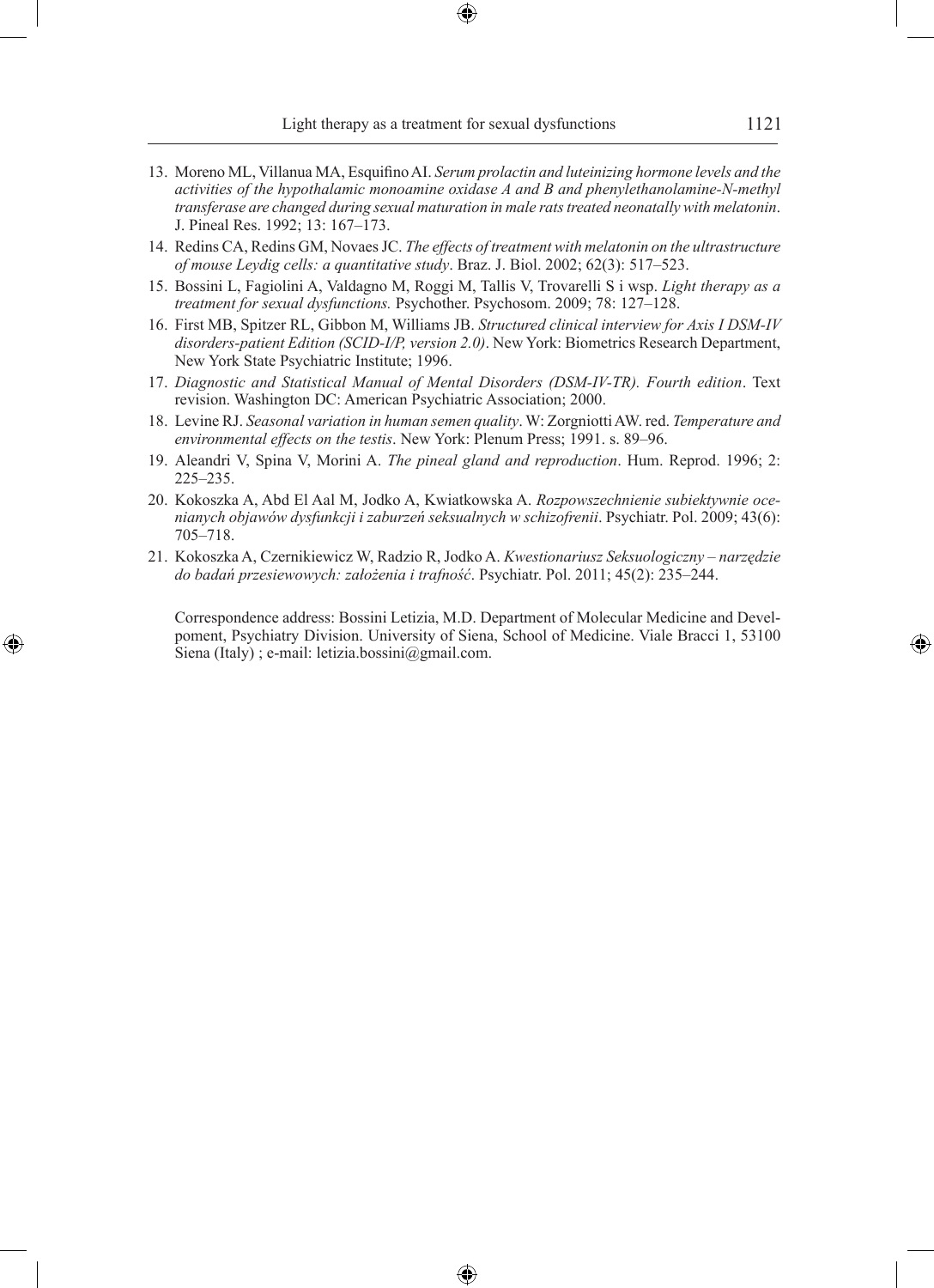13. Moreno ML, Villanua MA, Esquifino AI. *Serum prolactin and luteinizing hormone levels and the activities of the hypothalamic monoamine oxidase A and B and phenylethanolamine-N-methyl transferase are changed during sexual maturation in male rats treated neonatally with melatonin*. J. Pineal Res. 1992; 13: 167–173.
14. Redins CA, Redins GM, Novaes JC. *The effects of treatment with melatonin on the ultrastructure of mouse Leydig cells: a quantitative study*. Braz. J. Biol. 2002; 62(3): 517–523.
15. Bossini L, Fagiolini A, Valdagno M, Roggi M, Tallis V, Trovarelli S i wsp. *Light therapy as a treatment for sexual dysfunctions.* Psychother. Psychosom. 2009; 78: 127–128.
16. First MB, Spitzer RL, Gibbon M, Williams JB. *Structured clinical interview for Axis I DSM-IV disorders-patient Edition (SCID-I/P, version 2.0)*. New York: Biometrics Research Department, New York State Psychiatric Institute; 1996.
17. *Diagnostic and Statistical Manual of Mental Disorders (DSM-IV-TR). Fourth edition*. Text revision. Washington DC: American Psychiatric Association; 2000.
18. Levine RJ. *Seasonal variation in human semen quality*. W: Zorgniotti AW. red. *Temperature and environmental effects on the testis*. New York: Plenum Press; 1991. s. 89–96.
19. Aleandri V, Spina V, Morini A. *The pineal gland and reproduction*. Hum. Reprod. 1996; 2: 225–235.
20. Kokoszka A, Abd El Aal M, Jodko A, Kwiatkowska A. *Rozpowszechnienie subiektywnie ocenianych objawów dysfunkcji i zaburzeń seksualnych w schizofrenii*. Psychiatr. Pol. 2009; 43(6): 705–718.
21. Kokoszka A, Czernikiewicz W, Radzio R, Jodko A. *Kwestionariusz Seksuologiczny – narzędzie do badań przesiewowych: założenia i trafność*. Psychiatr. Pol. 2011; 45(2): 235–244.

Correspondence address: Bossini Letizia, M.D. Department of Molecular Medicine and Development, Psychiatry Division. University of Siena, School of Medicine. Viale Bracci 1, 53100 Siena (Italy) ; e-mail: letizia.bossini@gmail.com.